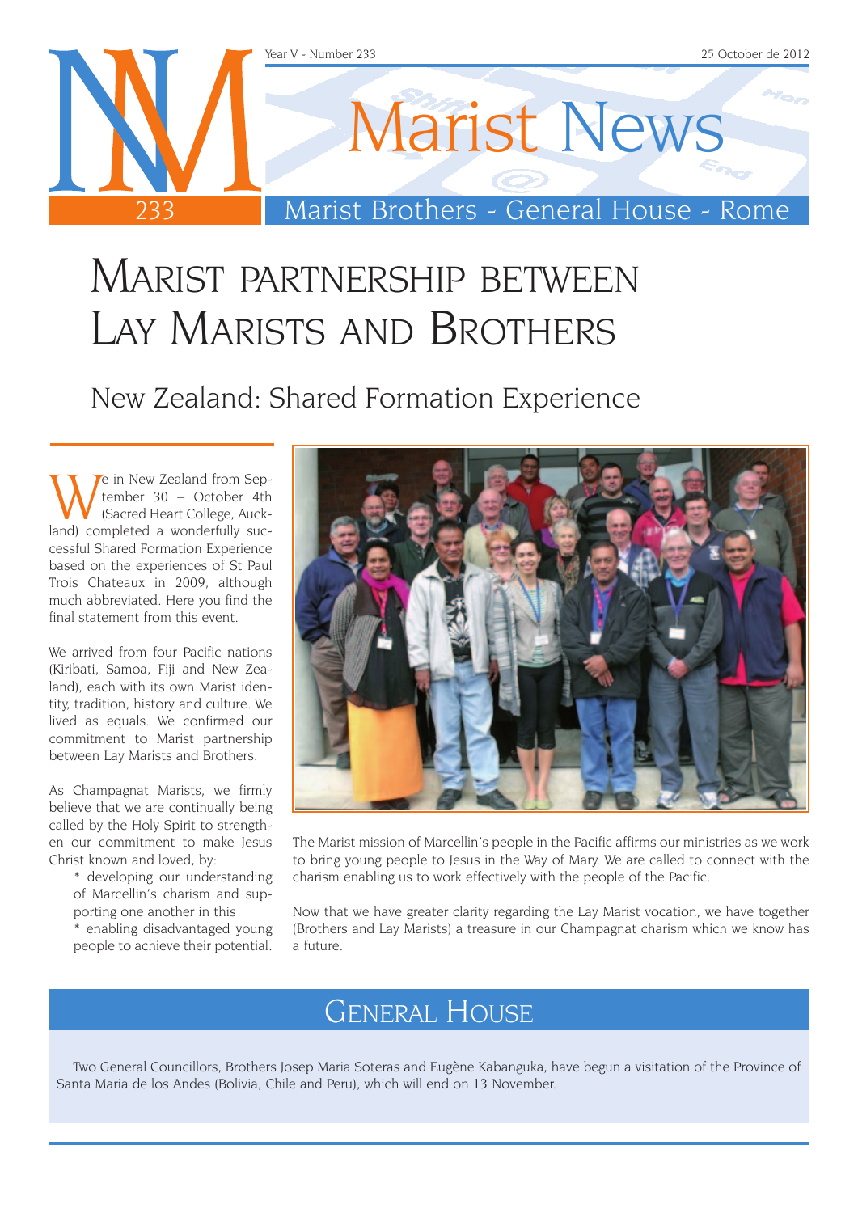# Marist News

Marist Brothers - General House - Rome

Year V - Number 233 — 25 October de 2012

# Marist partnership between Lay Marists and Brothers

## New Zealand: Shared Formation Experience

We in New Zealand from September 30 – October 4th (Sacred Heart College, Auckland) completed a wonderfully successful Shared Formation Experience based on the experiences of St Paul Trois Chateaux in 2009, although much abbreviated. Here you find the final statement from this event.

We arrived from four Pacific nations (Kiribati, Samoa, Fiji and New Zealand), each with its own Marist identity, tradition, history and culture. We lived as equals. We confirmed our commitment to Marist partnership between Lay Marists and Brothers.

As Champagnat Marists, we firmly believe that we are continually being called by the Holy Spirit to strengthen our commitment to make Jesus Christ known and loved, by:

* developing our understanding of Marcellin's charism and supporting one another in this
* enabling disadvantaged young people to achieve their potential.

The Marist mission of Marcellin's people in the Pacific affirms our ministries as we work to bring young people to Jesus in the Way of Mary. We are called to connect with the charism enabling us to work effectively with the people of the Pacific.

Now that we have greater clarity regarding the Lay Marist vocation, we have together (Brothers and Lay Marists) a treasure in our Champagnat charism which we know has a future.

## General House

Two General Councillors, Brothers Josep Maria Soteras and Eugène Kabanguka, have begun a visitation of the Province of Santa Maria de los Andes (Bolivia, Chile and Peru), which will end on 13 November.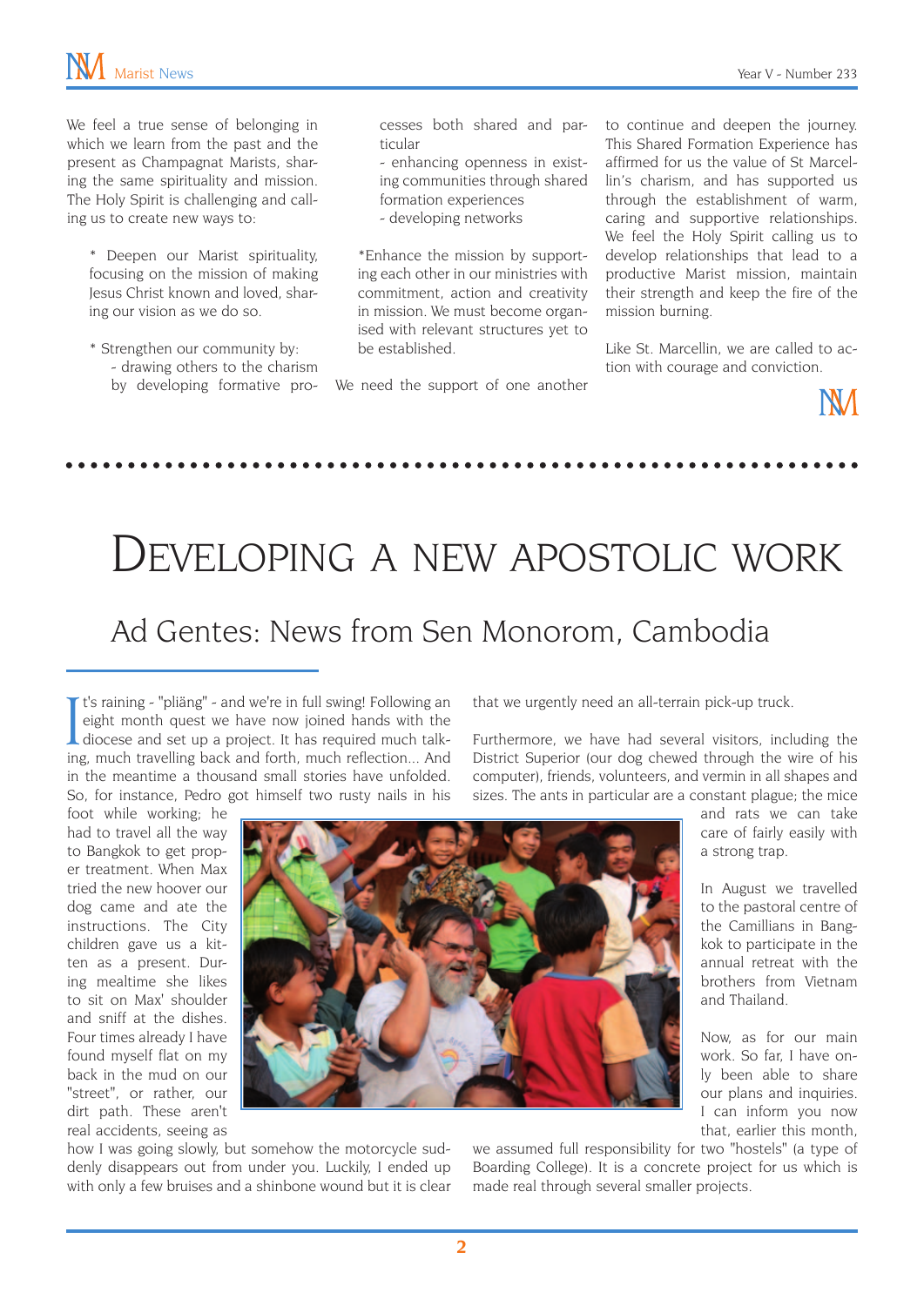We feel a true sense of belonging in which we learn from the past and the present as Champagnat Marists, sharing the same spirituality and mission. The Holy Spirit is challenging and calling us to create new ways to:

* Deepen our Marist spirituality, focusing on the mission of making Jesus Christ known and loved, sharing our vision as we do so.

* Strengthen our community by:
  - drawing others to the charism by developing formative processes both shared and particular
  - enhancing openness in existing communities through shared formation experiences
  - developing networks

*Enhance the mission by supporting each other in our ministries with commitment, action and creativity in mission. We must become organised with relevant structures yet to be established.

We need the support of one another to continue and deepen the journey. This Shared Formation Experience has affirmed for us the value of St Marcellin's charism, and has supported us through the establishment of warm, caring and supportive relationships. We feel the Holy Spirit calling us to develop relationships that lead to a productive Marist mission, maintain their strength and keep the fire of the mission burning.

Like St. Marcellin, we are called to action with courage and conviction.

# Developing a new apostolic work

## Ad Gentes: News from Sen Monorom, Cambodia

It's raining - "pliäng" - and we're in full swing! Following an eight month quest we have now joined hands with the diocese and set up a project. It has required much talking, much travelling back and forth, much reflection... And in the meantime a thousand small stories have unfolded. So, for instance, Pedro got himself two rusty nails in his foot while working; he had to travel all the way to Bangkok to get proper treatment. When Max tried the new hoover our dog came and ate the instructions. The City children gave us a kitten as a present. During mealtime she likes to sit on Max' shoulder and sniff at the dishes. Four times already I have found myself flat on my back in the mud on our "street", or rather, our dirt path. These aren't real accidents, seeing as how I was going slowly, but somehow the motorcycle suddenly disappears out from under you. Luckily, I ended up with only a few bruises and a shinbone wound but it is clear that we urgently need an all-terrain pick-up truck.

Furthermore, we have had several visitors, including the District Superior (our dog chewed through the wire of his computer), friends, volunteers, and vermin in all shapes and sizes. The ants in particular are a constant plague; the mice and rats we can take care of fairly easily with a strong trap.

In August we travelled to the pastoral centre of the Camillians in Bangkok to participate in the annual retreat with the brothers from Vietnam and Thailand.

Now, as for our main work. So far, I have only been able to share our plans and inquiries. I can inform you now that, earlier this month, we assumed full responsibility for two "hostels" (a type of Boarding College). It is a concrete project for us which is made real through several smaller projects.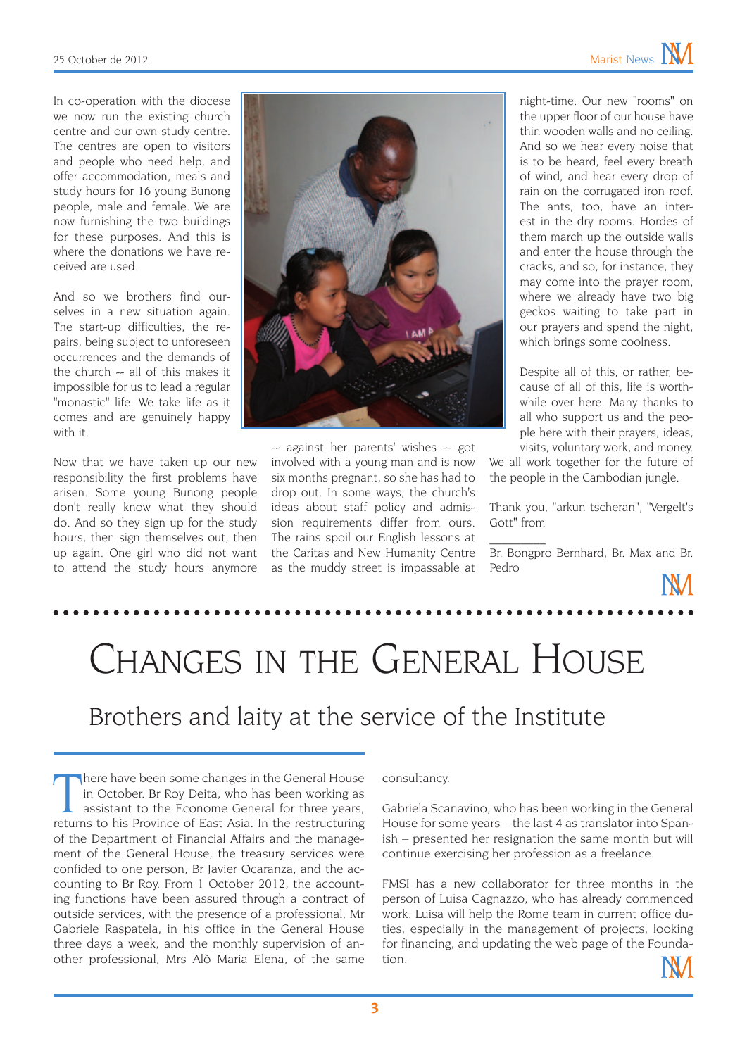In co-operation with the diocese we now run the existing church centre and our own study centre. The centres are open to visitors and people who need help, and offer accommodation, meals and study hours for 16 young Bunong people, male and female. We are now furnishing the two buildings for these purposes. And this is where the donations we have received are used.

And so we brothers find ourselves in a new situation again. The start-up difficulties, the repairs, being subject to unforeseen occurrences and the demands of the church -- all of this makes it impossible for us to lead a regular "monastic" life. We take life as it comes and are genuinely happy with it.

Now that we have taken up our new responsibility the first problems have arisen. Some young Bunong people don't really know what they should do. And so they sign up for the study hours, then sign themselves out, then up again. One girl who did not want to attend the study hours anymore -- against her parents' wishes -- got involved with a young man and is now six months pregnant, so she has had to drop out. In some ways, the church's ideas about staff policy and admission requirements differ from ours. The rains spoil our English lessons at the Caritas and New Humanity Centre as the muddy street is impassable at night-time. Our new "rooms" on the upper floor of our house have thin wooden walls and no ceiling. And so we hear every noise that is to be heard, feel every breath of wind, and hear every drop of rain on the corrugated iron roof. The ants, too, have an interest in the dry rooms. Hordes of them march up the outside walls and enter the house through the cracks, and so, for instance, they may come into the prayer room, where we already have two big geckos waiting to take part in our prayers and spend the night, which brings some coolness.

Despite all of this, or rather, because of all of this, life is worthwhile over here. Many thanks to all who support us and the people here with their prayers, ideas, visits, voluntary work, and money. We all work together for the future of the people in the Cambodian jungle.

Thank you, "arkun tscheran", "Vergelt's Gott" from

\_\_\_\_\_\_\_\_\_

Br. Bongpro Bernhard, Br. Max and Br. Pedro

# Changes in the General House

## Brothers and laity at the service of the Institute

There have been some changes in the General House in October. Br Roy Deita, who has been working as assistant to the Econome General for three years, returns to his Province of East Asia. In the restructuring of the Department of Financial Affairs and the management of the General House, the treasury services were confided to one person, Br Javier Ocaranza, and the accounting to Br Roy. From 1 October 2012, the accounting functions have been assured through a contract of outside services, with the presence of a professional, Mr Gabriele Raspatela, in his office in the General House three days a week, and the monthly supervision of another professional, Mrs Alò Maria Elena, of the same consultancy.

Gabriela Scanavino, who has been working in the General House for some years – the last 4 as translator into Spanish – presented her resignation the same month but will continue exercising her profession as a freelance.

FMSI has a new collaborator for three months in the person of Luisa Cagnazzo, who has already commenced work. Luisa will help the Rome team in current office duties, especially in the management of projects, looking for financing, and updating the web page of the Foundation.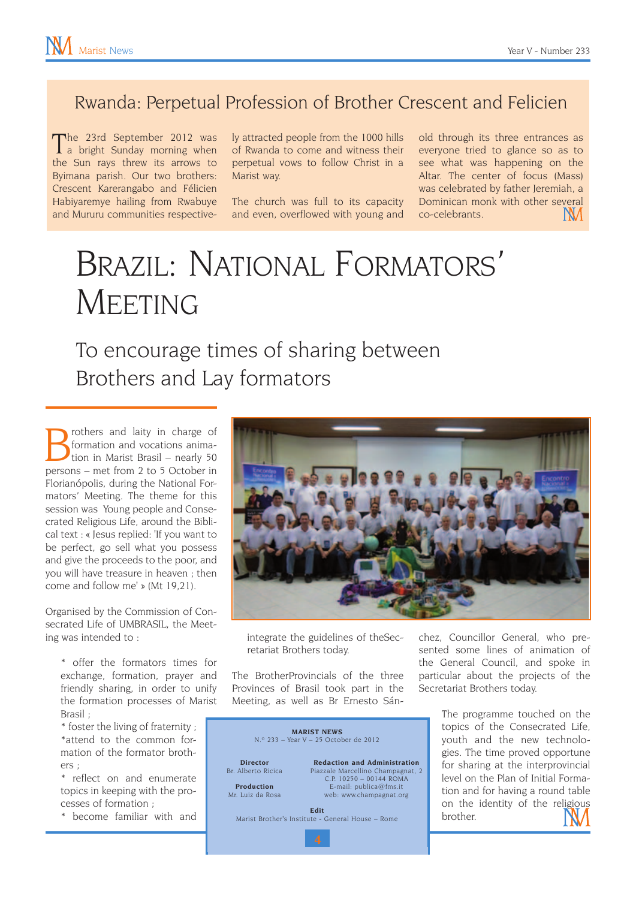## Rwanda: Perpetual Profession of Brother Crescent and Felicien

The 23rd September 2012 was a bright Sunday morning when the Sun rays threw its arrows to Byimana parish. Our two brothers: Crescent Karerangabo and Félicien Habiyaremye hailing from Rwabuye and Mururu communities respectively attracted people from the 1000 hills of Rwanda to come and witness their perpetual vows to follow Christ in a Marist way.

The church was full to its capacity and even, overflowed with young and old through its three entrances as everyone tried to glance so as to see what was happening on the Altar. The center of focus (Mass) was celebrated by father Jeremiah, a Dominican monk with other several co-celebrants.

# Brazil: National Formators' Meeting

## To encourage times of sharing between Brothers and Lay formators

Brothers and laity in charge of formation and vocations animation in Marist Brasil – nearly 50 persons – met from 2 to 5 October in Florianópolis, during the National Formators' Meeting. The theme for this session was Young people and Consecrated Religious Life, around the Biblical text : « Jesus replied: 'If you want to be perfect, go sell what you possess and give the proceeds to the poor, and you will have treasure in heaven ; then come and follow me' » (Mt 19,21).

Organised by the Commission of Consecrated Life of UMBRASIL, the Meeting was intended to :

* offer the formators times for exchange, formation, prayer and friendly sharing, in order to unify the formation processes of Marist Brasil ;
* foster the living of fraternity ;
* attend to the common formation of the formator brothers ;
* reflect on and enumerate topics in keeping with the processes of formation ;
* become familiar with and integrate the guidelines of theSecretariat Brothers today.

The BrotherProvincials of the three Provinces of Brasil took part in the Meeting, as well as Br Ernesto Sánchez, Councillor General, who presented some lines of animation of the General Council, and spoke in particular about the projects of the Secretariat Brothers today.

The programme touched on the topics of the Consecrated Life, youth and the new technologies. The time proved opportune for sharing at the interprovincial level on the Plan of Initial Formation and for having a round table on the identity of the religious brother.

---

**MARIST NEWS**
N.º 233 – Year V – 25 October de 2012

**Director**
Br. Alberto Ricica

**Production**
Mr. Luiz da Rosa

**Redaction and Administration**
Piazzale Marcellino Champagnat, 2
C.P. 10250 – 00144 ROMA
E-mail: publica@fms.it
web: www.champagnat.org

**Edit**
Marist Brother's Institute - General House – Rome